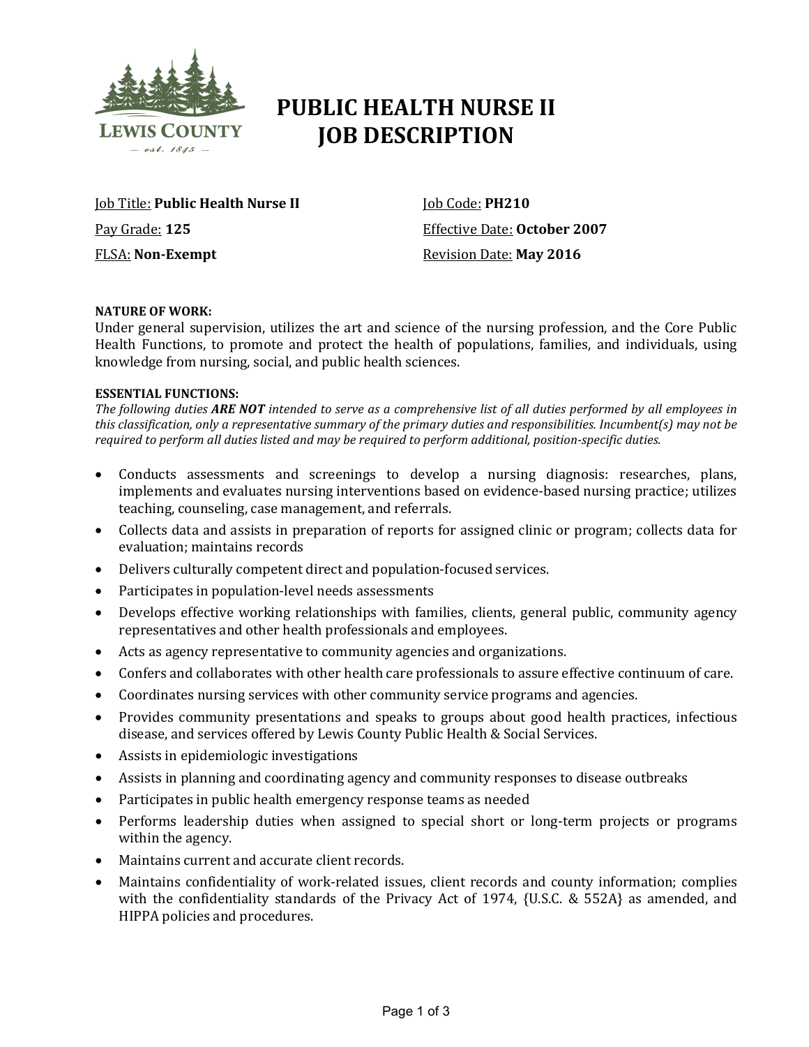# PUBLIC HEALTH NURSE II JOB DESCRIPTION

Job Title: **Public Health Nurse II**

Job Code: **PH210**

Pay Grade: **125**

Effective Date: **October 2007**

FLSA: **Non-Exempt**

Revision Date: **May 2016**

**NATURE OF WORK:**

Under general supervision, utilizes the art and science of the nursing profession, and the Core Public Health Functions, to promote and protect the health of populations, families, and individuals, using knowledge from nursing, social, and public health sciences.

**ESSENTIAL FUNCTIONS:**

*The following duties **ARE NOT** intended to serve as a comprehensive list of all duties performed by all employees in this classification, only a representative summary of the primary duties and responsibilities. Incumbent(s) may not be required to perform all duties listed and may be required to perform additional, position-specific duties.*

- Conducts assessments and screenings to develop a nursing diagnosis: researches, plans, implements and evaluates nursing interventions based on evidence-based nursing practice; utilizes teaching, counseling, case management, and referrals.
- Collects data and assists in preparation of reports for assigned clinic or program; collects data for evaluation; maintains records
- Delivers culturally competent direct and population-focused services.
- Participates in population-level needs assessments
- Develops effective working relationships with families, clients, general public, community agency representatives and other health professionals and employees.
- Acts as agency representative to community agencies and organizations.
- Confers and collaborates with other health care professionals to assure effective continuum of care.
- Coordinates nursing services with other community service programs and agencies.
- Provides community presentations and speaks to groups about good health practices, infectious disease, and services offered by Lewis County Public Health & Social Services.
- Assists in epidemiologic investigations
- Assists in planning and coordinating agency and community responses to disease outbreaks
- Participates in public health emergency response teams as needed
- Performs leadership duties when assigned to special short or long-term projects or programs within the agency.
- Maintains current and accurate client records.
- Maintains confidentiality of work-related issues, client records and county information; complies with the confidentiality standards of the Privacy Act of 1974, {U.S.C. & 552A} as amended, and HIPPA policies and procedures.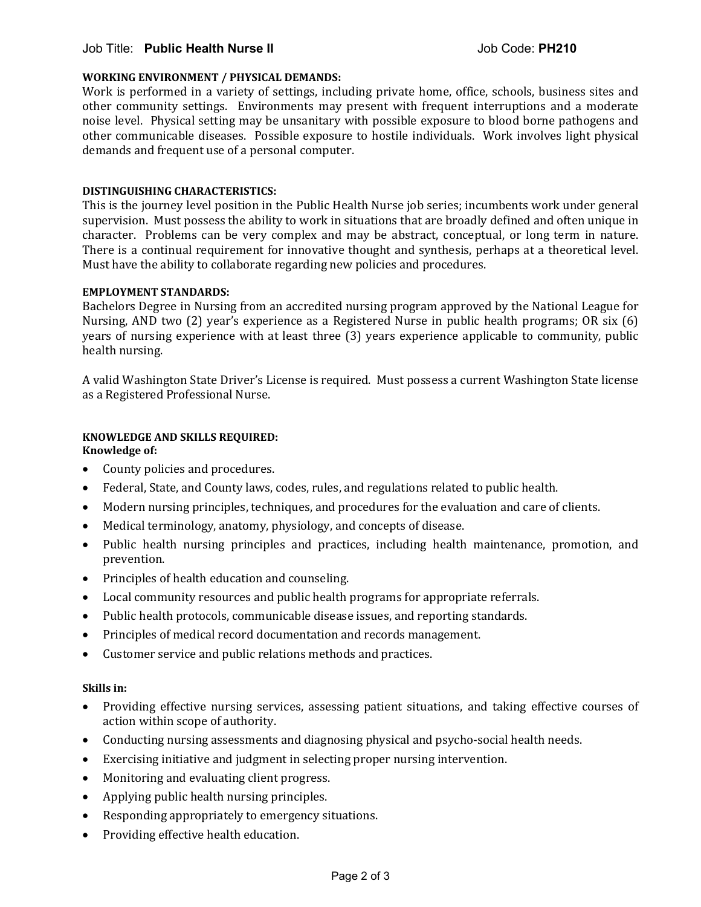Job Title: **Public Health Nurse II** Job Code: **PH210**

**WORKING ENVIRONMENT / PHYSICAL DEMANDS:**
Work is performed in a variety of settings, including private home, office, schools, business sites and other community settings. Environments may present with frequent interruptions and a moderate noise level. Physical setting may be unsanitary with possible exposure to blood borne pathogens and other communicable diseases. Possible exposure to hostile individuals. Work involves light physical demands and frequent use of a personal computer.

**DISTINGUISHING CHARACTERISTICS:**
This is the journey level position in the Public Health Nurse job series; incumbents work under general supervision. Must possess the ability to work in situations that are broadly defined and often unique in character. Problems can be very complex and may be abstract, conceptual, or long term in nature. There is a continual requirement for innovative thought and synthesis, perhaps at a theoretical level. Must have the ability to collaborate regarding new policies and procedures.

**EMPLOYMENT STANDARDS:**
Bachelors Degree in Nursing from an accredited nursing program approved by the National League for Nursing, AND two (2) year's experience as a Registered Nurse in public health programs; OR six (6) years of nursing experience with at least three (3) years experience applicable to community, public health nursing.

A valid Washington State Driver's License is required. Must possess a current Washington State license as a Registered Professional Nurse.

**KNOWLEDGE AND SKILLS REQUIRED:**
**Knowledge of:**

- County policies and procedures.
- Federal, State, and County laws, codes, rules, and regulations related to public health.
- Modern nursing principles, techniques, and procedures for the evaluation and care of clients.
- Medical terminology, anatomy, physiology, and concepts of disease.
- Public health nursing principles and practices, including health maintenance, promotion, and prevention.
- Principles of health education and counseling.
- Local community resources and public health programs for appropriate referrals.
- Public health protocols, communicable disease issues, and reporting standards.
- Principles of medical record documentation and records management.
- Customer service and public relations methods and practices.

**Skills in:**

- Providing effective nursing services, assessing patient situations, and taking effective courses of action within scope of authority.
- Conducting nursing assessments and diagnosing physical and psycho-social health needs.
- Exercising initiative and judgment in selecting proper nursing intervention.
- Monitoring and evaluating client progress.
- Applying public health nursing principles.
- Responding appropriately to emergency situations.
- Providing effective health education.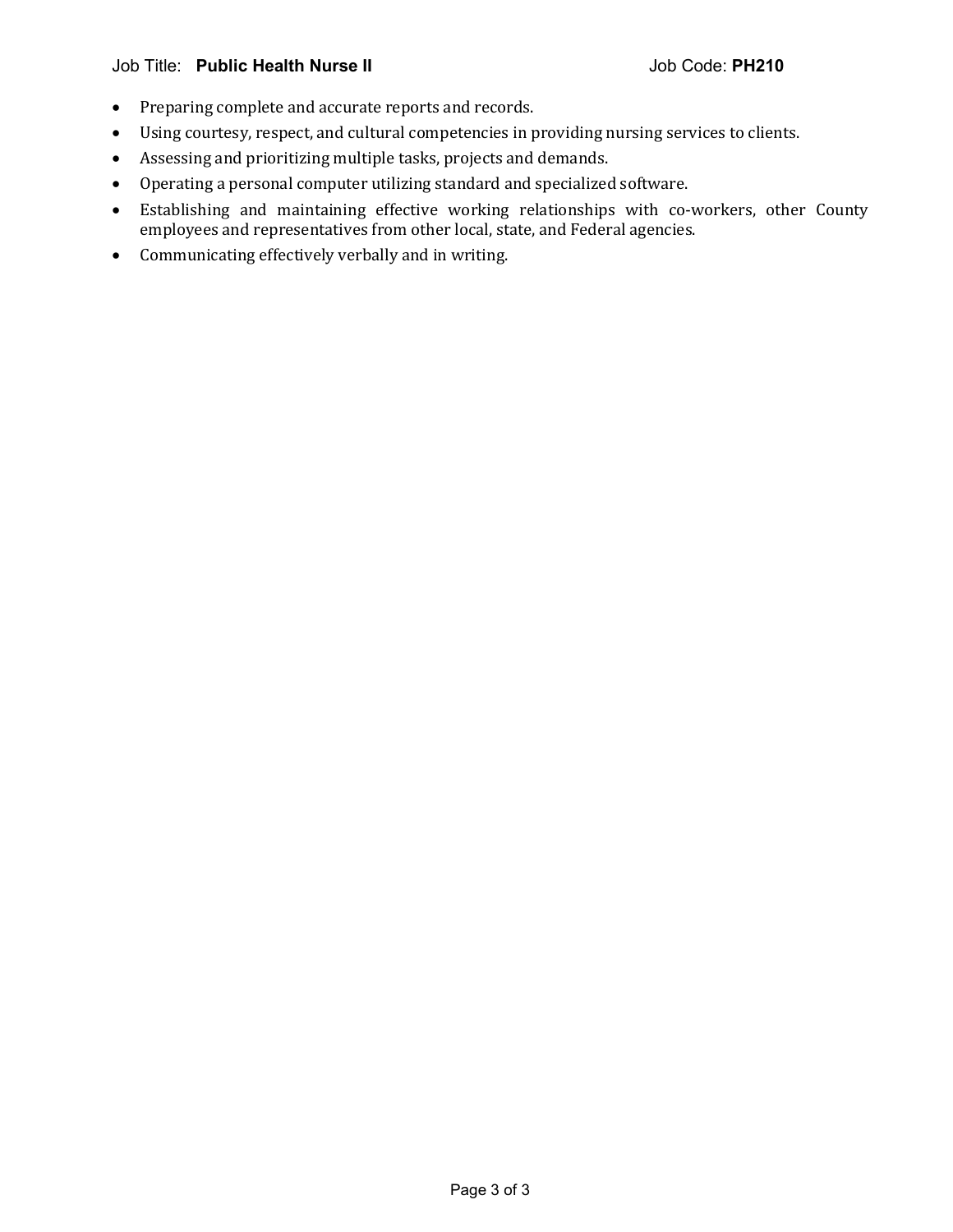- Preparing complete and accurate reports and records.
- Using courtesy, respect, and cultural competencies in providing nursing services to clients.
- Assessing and prioritizing multiple tasks, projects and demands.
- Operating a personal computer utilizing standard and specialized software.
- Establishing and maintaining effective working relationships with co-workers, other County employees and representatives from other local, state, and Federal agencies.
- Communicating effectively verbally and in writing.